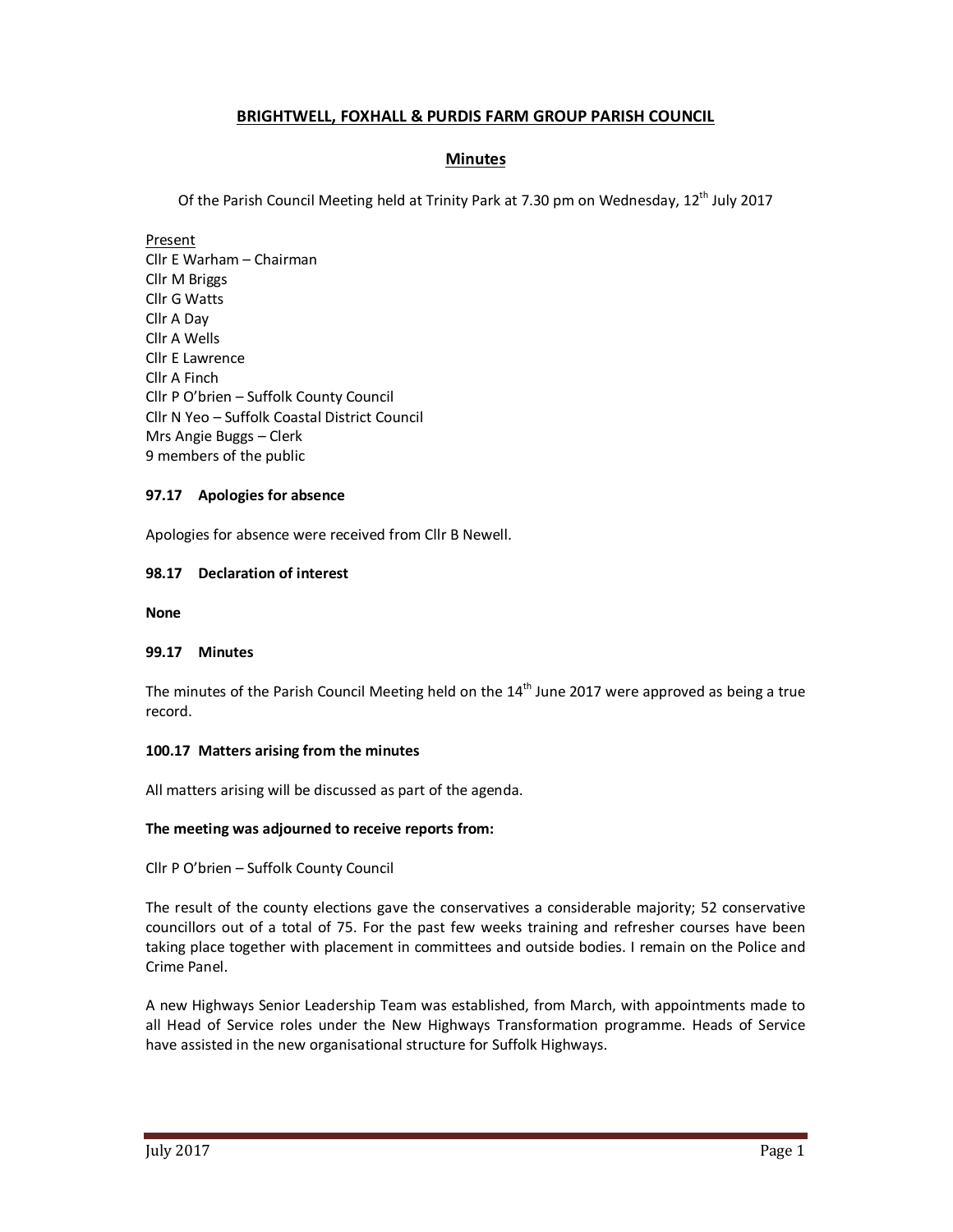# BRIGHTWELL, FOXHALL & PURDIS FARM GROUP PARISH COUNCIL

## Minutes

Of the Parish Council Meeting held at Trinity Park at 7.30 pm on Wednesday, 12th July 2017

Present
Cllr E Warham – Chairman
Cllr M Briggs
Cllr G Watts
Cllr A Day
Cllr A Wells
Cllr E Lawrence
Cllr A Finch
Cllr P O'brien – Suffolk County Council
Cllr N Yeo – Suffolk Coastal District Council
Mrs Angie Buggs – Clerk
9 members of the public

### 97.17 Apologies for absence

Apologies for absence were received from Cllr B Newell.

### 98.17 Declaration of interest

**None**

### 99.17 Minutes

The minutes of the Parish Council Meeting held on the 14th June 2017 were approved as being a true record.

### 100.17 Matters arising from the minutes

All matters arising will be discussed as part of the agenda.

**The meeting was adjourned to receive reports from:**

Cllr P O'brien – Suffolk County Council

The result of the county elections gave the conservatives a considerable majority; 52 conservative councillors out of a total of 75. For the past few weeks training and refresher courses have been taking place together with placement in committees and outside bodies. I remain on the Police and Crime Panel.

A new Highways Senior Leadership Team was established, from March, with appointments made to all Head of Service roles under the New Highways Transformation programme. Heads of Service have assisted in the new organisational structure for Suffolk Highways.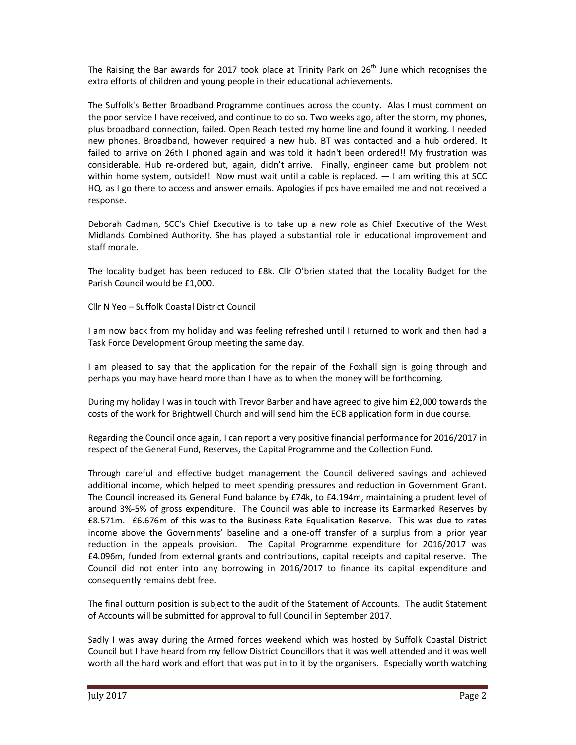The Raising the Bar awards for 2017 took place at Trinity Park on 26th June which recognises the extra efforts of children and young people in their educational achievements.

The Suffolk's Better Broadband Programme continues across the county. Alas I must comment on the poor service I have received, and continue to do so. Two weeks ago, after the storm, my phones, plus broadband connection, failed. Open Reach tested my home line and found it working. I needed new phones. Broadband, however required a new hub. BT was contacted and a hub ordered. It failed to arrive on 26th I phoned again and was told it hadn't been ordered!! My frustration was considerable. Hub re-ordered but, again, didn't arrive. Finally, engineer came but problem not within home system, outside!! Now must wait until a cable is replaced. — I am writing this at SCC HQ. as I go there to access and answer emails. Apologies if pcs have emailed me and not received a response.

Deborah Cadman, SCC's Chief Executive is to take up a new role as Chief Executive of the West Midlands Combined Authority. She has played a substantial role in educational improvement and staff morale.

The locality budget has been reduced to £8k. Cllr O'brien stated that the Locality Budget for the Parish Council would be £1,000.

Cllr N Yeo – Suffolk Coastal District Council

I am now back from my holiday and was feeling refreshed until I returned to work and then had a Task Force Development Group meeting the same day.

I am pleased to say that the application for the repair of the Foxhall sign is going through and perhaps you may have heard more than I have as to when the money will be forthcoming.

During my holiday I was in touch with Trevor Barber and have agreed to give him £2,000 towards the costs of the work for Brightwell Church and will send him the ECB application form in due course.

Regarding the Council once again, I can report a very positive financial performance for 2016/2017 in respect of the General Fund, Reserves, the Capital Programme and the Collection Fund.

Through careful and effective budget management the Council delivered savings and achieved additional income, which helped to meet spending pressures and reduction in Government Grant. The Council increased its General Fund balance by £74k, to £4.194m, maintaining a prudent level of around 3%-5% of gross expenditure. The Council was able to increase its Earmarked Reserves by £8.571m. £6.676m of this was to the Business Rate Equalisation Reserve. This was due to rates income above the Governments' baseline and a one-off transfer of a surplus from a prior year reduction in the appeals provision. The Capital Programme expenditure for 2016/2017 was £4.096m, funded from external grants and contributions, capital receipts and capital reserve. The Council did not enter into any borrowing in 2016/2017 to finance its capital expenditure and consequently remains debt free.

The final outturn position is subject to the audit of the Statement of Accounts. The audit Statement of Accounts will be submitted for approval to full Council in September 2017.

Sadly I was away during the Armed forces weekend which was hosted by Suffolk Coastal District Council but I have heard from my fellow District Councillors that it was well attended and it was well worth all the hard work and effort that was put in to it by the organisers. Especially worth watching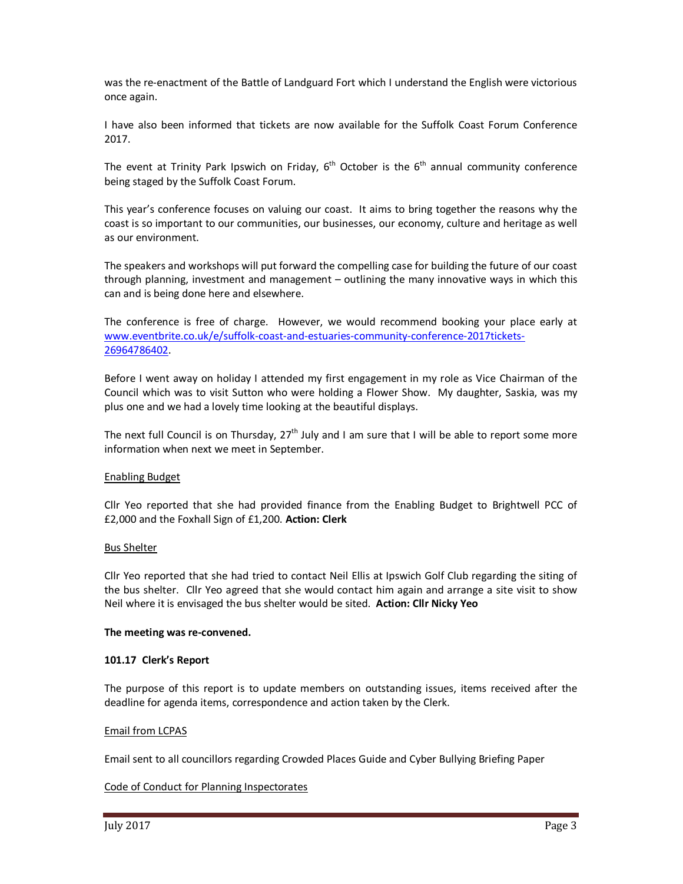was the re-enactment of the Battle of Landguard Fort which I understand the English were victorious once again.

I have also been informed that tickets are now available for the Suffolk Coast Forum Conference 2017.

The event at Trinity Park Ipswich on Friday, 6th October is the 6th annual community conference being staged by the Suffolk Coast Forum.

This year's conference focuses on valuing our coast. It aims to bring together the reasons why the coast is so important to our communities, our businesses, our economy, culture and heritage as well as our environment.

The speakers and workshops will put forward the compelling case for building the future of our coast through planning, investment and management – outlining the many innovative ways in which this can and is being done here and elsewhere.

The conference is free of charge. However, we would recommend booking your place early at [www.eventbrite.co.uk/e/suffolk-coast-and-estuaries-community-conference-2017tickets-26964786402](www.eventbrite.co.uk/e/suffolk-coast-and-estuaries-community-conference-2017tickets-26964786402).

Before I went away on holiday I attended my first engagement in my role as Vice Chairman of the Council which was to visit Sutton who were holding a Flower Show. My daughter, Saskia, was my plus one and we had a lovely time looking at the beautiful displays.

The next full Council is on Thursday, 27th July and I am sure that I will be able to report some more information when next we meet in September.

Enabling Budget

Cllr Yeo reported that she had provided finance from the Enabling Budget to Brightwell PCC of £2,000 and the Foxhall Sign of £1,200. **Action: Clerk**

Bus Shelter

Cllr Yeo reported that she had tried to contact Neil Ellis at Ipswich Golf Club regarding the siting of the bus shelter. Cllr Yeo agreed that she would contact him again and arrange a site visit to show Neil where it is envisaged the bus shelter would be sited. **Action: Cllr Nicky Yeo**

**The meeting was re-convened.**

**101.17 Clerk's Report**

The purpose of this report is to update members on outstanding issues, items received after the deadline for agenda items, correspondence and action taken by the Clerk.

Email from LCPAS

Email sent to all councillors regarding Crowded Places Guide and Cyber Bullying Briefing Paper

Code of Conduct for Planning Inspectorates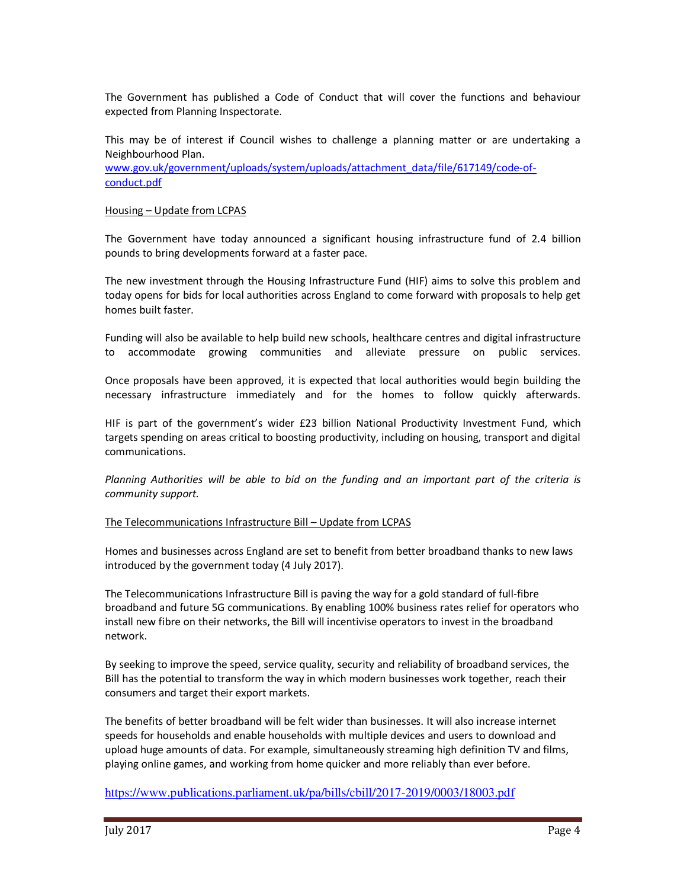The Government has published a Code of Conduct that will cover the functions and behaviour expected from Planning Inspectorate.

This may be of interest if Council wishes to challenge a planning matter or are undertaking a Neighbourhood Plan.
[www.gov.uk/government/uploads/system/uploads/attachment_data/file/617149/code-of-conduct.pdf](www.gov.uk/government/uploads/system/uploads/attachment_data/file/617149/code-of-conduct.pdf)

Housing – Update from LCPAS

The Government have today announced a significant housing infrastructure fund of 2.4 billion pounds to bring developments forward at a faster pace.

The new investment through the Housing Infrastructure Fund (HIF) aims to solve this problem and today opens for bids for local authorities across England to come forward with proposals to help get homes built faster.

Funding will also be available to help build new schools, healthcare centres and digital infrastructure to accommodate growing communities and alleviate pressure on public services.

Once proposals have been approved, it is expected that local authorities would begin building the necessary infrastructure immediately and for the homes to follow quickly afterwards.

HIF is part of the government's wider £23 billion National Productivity Investment Fund, which targets spending on areas critical to boosting productivity, including on housing, transport and digital communications.

*Planning Authorities will be able to bid on the funding and an important part of the criteria is community support.*

The Telecommunications Infrastructure Bill – Update from LCPAS

Homes and businesses across England are set to benefit from better broadband thanks to new laws introduced by the government today (4 July 2017).

The Telecommunications Infrastructure Bill is paving the way for a gold standard of full-fibre broadband and future 5G communications. By enabling 100% business rates relief for operators who install new fibre on their networks, the Bill will incentivise operators to invest in the broadband network.

By seeking to improve the speed, service quality, security and reliability of broadband services, the Bill has the potential to transform the way in which modern businesses work together, reach their consumers and target their export markets.

The benefits of better broadband will be felt wider than businesses. It will also increase internet speeds for households and enable households with multiple devices and users to download and upload huge amounts of data. For example, simultaneously streaming high definition TV and films, playing online games, and working from home quicker and more reliably than ever before.

[https://www.publications.parliament.uk/pa/bills/cbill/2017-2019/0003/18003.pdf](https://www.publications.parliament.uk/pa/bills/cbill/2017-2019/0003/18003.pdf)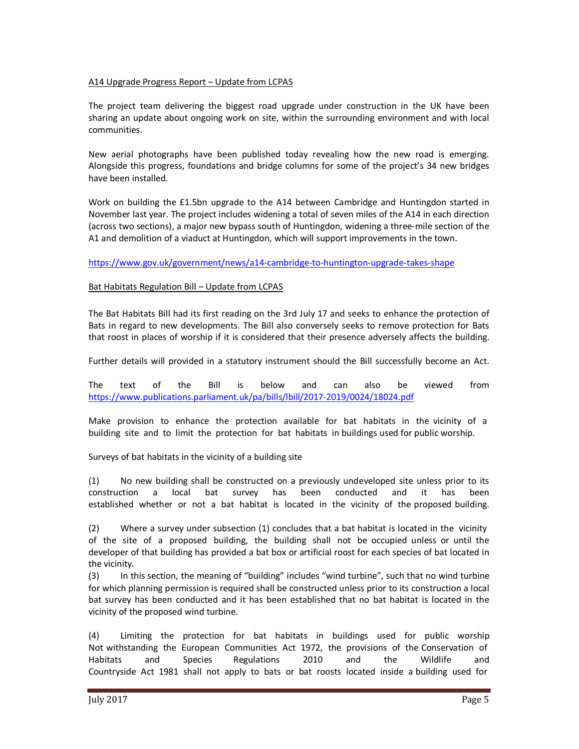A14 Upgrade Progress Report – Update from LCPAS

The project team delivering the biggest road upgrade under construction in the UK have been sharing an update about ongoing work on site, within the surrounding environment and with local communities.

New aerial photographs have been published today revealing how the new road is emerging. Alongside this progress, foundations and bridge columns for some of the project's 34 new bridges have been installed.

Work on building the £1.5bn upgrade to the A14 between Cambridge and Huntingdon started in November last year. The project includes widening a total of seven miles of the A14 in each direction (across two sections), a major new bypass south of Huntingdon, widening a three-mile section of the A1 and demolition of a viaduct at Huntingdon, which will support improvements in the town.

https://www.gov.uk/government/news/a14-cambridge-to-huntington-upgrade-takes-shape

Bat Habitats Regulation Bill – Update from LCPAS

The Bat Habitats Bill had its first reading on the 3rd July 17 and seeks to enhance the protection of Bats in regard to new developments. The Bill also conversely seeks to remove protection for Bats that roost in places of worship if it is considered that their presence adversely affects the building.

Further details will provided in a statutory instrument should the Bill successfully become an Act.

The text of the Bill is below and can also be viewed from https://www.publications.parliament.uk/pa/bills/lbill/2017-2019/0024/18024.pdf

Make provision to enhance the protection available for bat habitats in the vicinity of a building site and to limit the protection for bat habitats in buildings used for public worship.

Surveys of bat habitats in the vicinity of a building site

(1) No new building shall be constructed on a previously undeveloped site unless prior to its construction a local bat survey has been conducted and it has been established whether or not a bat habitat is located in the vicinity of the proposed building.

(2) Where a survey under subsection (1) concludes that a bat habitat is located in the vicinity of the site of a proposed building, the building shall not be occupied unless or until the developer of that building has provided a bat box or artificial roost for each species of bat located in the vicinity.

(3) In this section, the meaning of "building" includes "wind turbine", such that no wind turbine for which planning permission is required shall be constructed unless prior to its construction a local bat survey has been conducted and it has been established that no bat habitat is located in the vicinity of the proposed wind turbine.

(4) Limiting the protection for bat habitats in buildings used for public worship Not withstanding the European Communities Act 1972, the provisions of the Conservation of Habitats and Species Regulations 2010 and the Wildlife and Countryside Act 1981 shall not apply to bats or bat roosts located inside a building used for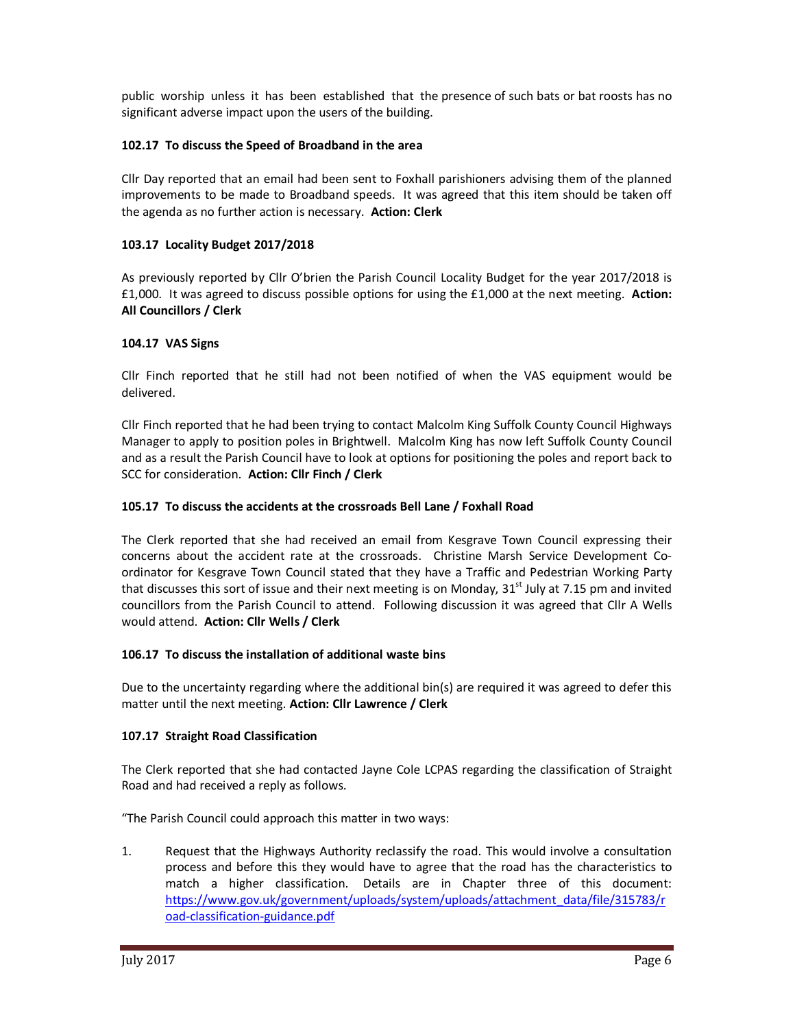public worship unless it has been established that the presence of such bats or bat roosts has no significant adverse impact upon the users of the building.

**102.17 To discuss the Speed of Broadband in the area**

Cllr Day reported that an email had been sent to Foxhall parishioners advising them of the planned improvements to be made to Broadband speeds. It was agreed that this item should be taken off the agenda as no further action is necessary. **Action: Clerk**

**103.17 Locality Budget 2017/2018**

As previously reported by Cllr O'brien the Parish Council Locality Budget for the year 2017/2018 is £1,000. It was agreed to discuss possible options for using the £1,000 at the next meeting. **Action: All Councillors / Clerk**

**104.17 VAS Signs**

Cllr Finch reported that he still had not been notified of when the VAS equipment would be delivered.

Cllr Finch reported that he had been trying to contact Malcolm King Suffolk County Council Highways Manager to apply to position poles in Brightwell. Malcolm King has now left Suffolk County Council and as a result the Parish Council have to look at options for positioning the poles and report back to SCC for consideration. **Action: Cllr Finch / Clerk**

**105.17 To discuss the accidents at the crossroads Bell Lane / Foxhall Road**

The Clerk reported that she had received an email from Kesgrave Town Council expressing their concerns about the accident rate at the crossroads. Christine Marsh Service Development Co-ordinator for Kesgrave Town Council stated that they have a Traffic and Pedestrian Working Party that discusses this sort of issue and their next meeting is on Monday, 31st July at 7.15 pm and invited councillors from the Parish Council to attend. Following discussion it was agreed that Cllr A Wells would attend. **Action: Cllr Wells / Clerk**

**106.17 To discuss the installation of additional waste bins**

Due to the uncertainty regarding where the additional bin(s) are required it was agreed to defer this matter until the next meeting. **Action: Cllr Lawrence / Clerk**

**107.17 Straight Road Classification**

The Clerk reported that she had contacted Jayne Cole LCPAS regarding the classification of Straight Road and had received a reply as follows.

"The Parish Council could approach this matter in two ways:

1. Request that the Highways Authority reclassify the road. This would involve a consultation process and before this they would have to agree that the road has the characteristics to match a higher classification. Details are in Chapter three of this document: https://www.gov.uk/government/uploads/system/uploads/attachment_data/file/315783/road-classification-guidance.pdf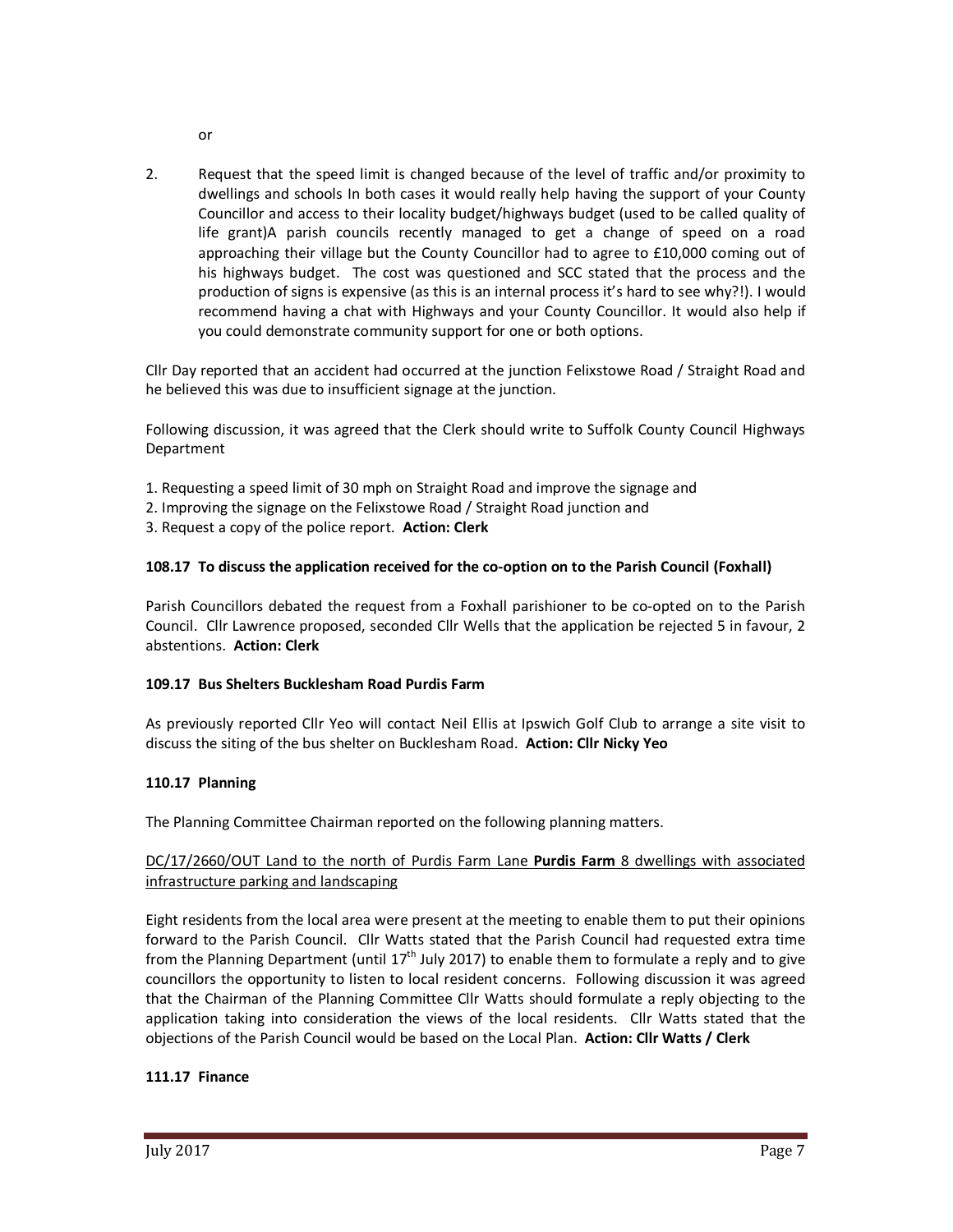or

2. Request that the speed limit is changed because of the level of traffic and/or proximity to dwellings and schools In both cases it would really help having the support of your County Councillor and access to their locality budget/highways budget (used to be called quality of life grant)A parish councils recently managed to get a change of speed on a road approaching their village but the County Councillor had to agree to £10,000 coming out of his highways budget. The cost was questioned and SCC stated that the process and the production of signs is expensive (as this is an internal process it's hard to see why?!). I would recommend having a chat with Highways and your County Councillor. It would also help if you could demonstrate community support for one or both options.

Cllr Day reported that an accident had occurred at the junction Felixstowe Road / Straight Road and he believed this was due to insufficient signage at the junction.

Following discussion, it was agreed that the Clerk should write to Suffolk County Council Highways Department

1. Requesting a speed limit of 30 mph on Straight Road and improve the signage and
2. Improving the signage on the Felixstowe Road / Straight Road junction and
3. Request a copy of the police report. **Action: Clerk**

**108.17 To discuss the application received for the co-option on to the Parish Council (Foxhall)**

Parish Councillors debated the request from a Foxhall parishioner to be co-opted on to the Parish Council. Cllr Lawrence proposed, seconded Cllr Wells that the application be rejected 5 in favour, 2 abstentions. **Action: Clerk**

**109.17 Bus Shelters Bucklesham Road Purdis Farm**

As previously reported Cllr Yeo will contact Neil Ellis at Ipswich Golf Club to arrange a site visit to discuss the siting of the bus shelter on Bucklesham Road. **Action: Cllr Nicky Yeo**

**110.17 Planning**

The Planning Committee Chairman reported on the following planning matters.

DC/17/2660/OUT Land to the north of Purdis Farm Lane **Purdis Farm** 8 dwellings with associated infrastructure parking and landscaping

Eight residents from the local area were present at the meeting to enable them to put their opinions forward to the Parish Council. Cllr Watts stated that the Parish Council had requested extra time from the Planning Department (until 17th July 2017) to enable them to formulate a reply and to give councillors the opportunity to listen to local resident concerns. Following discussion it was agreed that the Chairman of the Planning Committee Cllr Watts should formulate a reply objecting to the application taking into consideration the views of the local residents. Cllr Watts stated that the objections of the Parish Council would be based on the Local Plan. **Action: Cllr Watts / Clerk**

**111.17 Finance**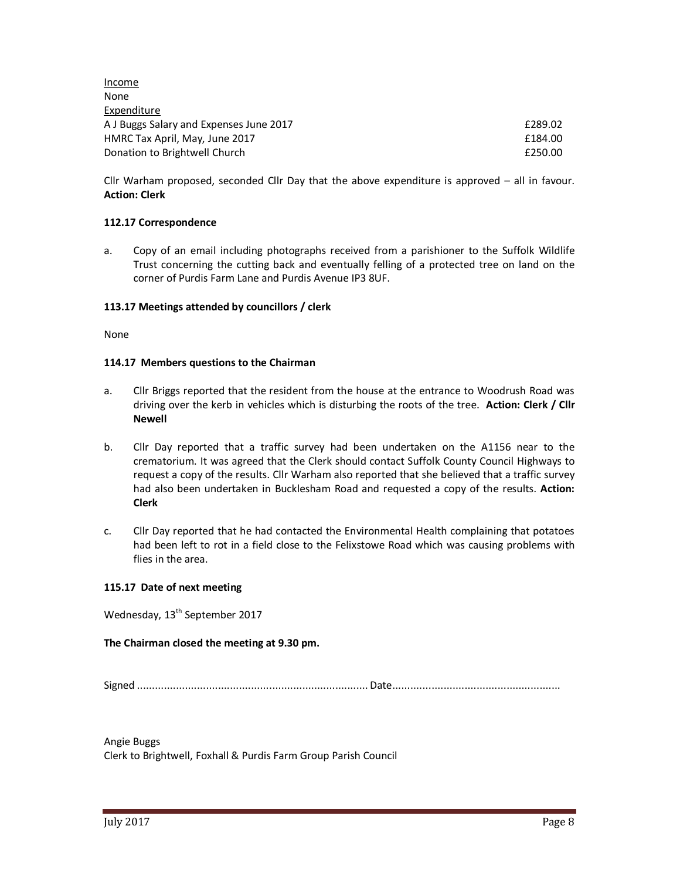Income
None
Expenditure

| | |
|---|---|
| A J Buggs Salary and Expenses June 2017 | £289.02 |
| HMRC Tax April, May, June 2017 | £184.00 |
| Donation to Brightwell Church | £250.00 |

Cllr Warham proposed, seconded Cllr Day that the above expenditure is approved – all in favour. **Action: Clerk**

**112.17 Correspondence**

a. Copy of an email including photographs received from a parishioner to the Suffolk Wildlife Trust concerning the cutting back and eventually felling of a protected tree on land on the corner of Purdis Farm Lane and Purdis Avenue IP3 8UF.

**113.17 Meetings attended by councillors / clerk**

None

**114.17 Members questions to the Chairman**

a. Cllr Briggs reported that the resident from the house at the entrance to Woodrush Road was driving over the kerb in vehicles which is disturbing the roots of the tree. **Action: Clerk / Cllr Newell**

b. Cllr Day reported that a traffic survey had been undertaken on the A1156 near to the crematorium. It was agreed that the Clerk should contact Suffolk County Council Highways to request a copy of the results. Cllr Warham also reported that she believed that a traffic survey had also been undertaken in Bucklesham Road and requested a copy of the results. **Action: Clerk**

c. Cllr Day reported that he had contacted the Environmental Health complaining that potatoes had been left to rot in a field close to the Felixstowe Road which was causing problems with flies in the area.

**115.17 Date of next meeting**

Wednesday, 13th September 2017

**The Chairman closed the meeting at 9.30 pm.**

Signed ............................................................................ Date........................................................

Angie Buggs
Clerk to Brightwell, Foxhall & Purdis Farm Group Parish Council